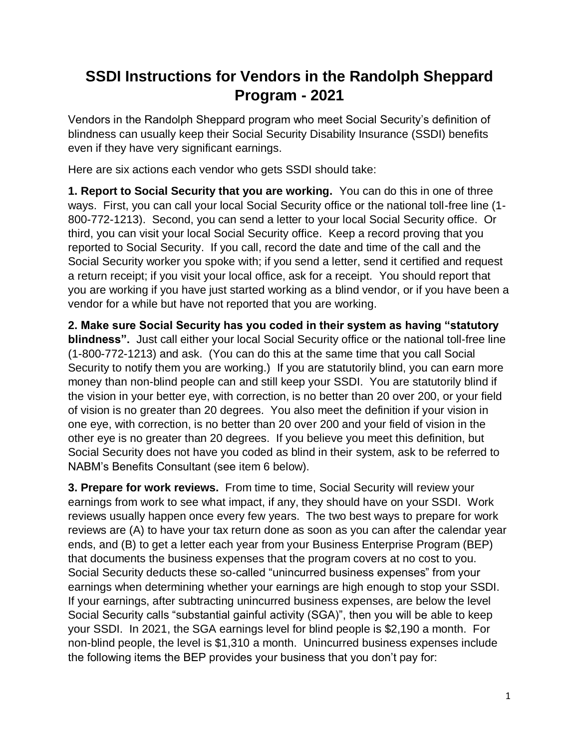# SSDI Instructions for Vendors in the Randolph Sheppard Program - 2021

Vendors in the Randolph Sheppard program who meet Social Security's definition of blindness can usually keep their Social Security Disability Insurance (SSDI) benefits even if they have very significant earnings.

Here are six actions each vendor who gets SSDI should take:

**1. Report to Social Security that you are working.** You can do this in one of three ways. First, you can call your local Social Security office or the national toll-free line (1-800-772-1213). Second, you can send a letter to your local Social Security office. Or third, you can visit your local Social Security office. Keep a record proving that you reported to Social Security. If you call, record the date and time of the call and the Social Security worker you spoke with; if you send a letter, send it certified and request a return receipt; if you visit your local office, ask for a receipt. You should report that you are working if you have just started working as a blind vendor, or if you have been a vendor for a while but have not reported that you are working.

**2. Make sure Social Security has you coded in their system as having "statutory blindness".** Just call either your local Social Security office or the national toll-free line (1-800-772-1213) and ask. (You can do this at the same time that you call Social Security to notify them you are working.) If you are statutorily blind, you can earn more money than non-blind people can and still keep your SSDI. You are statutorily blind if the vision in your better eye, with correction, is no better than 20 over 200, or your field of vision is no greater than 20 degrees. You also meet the definition if your vision in one eye, with correction, is no better than 20 over 200 and your field of vision in the other eye is no greater than 20 degrees. If you believe you meet this definition, but Social Security does not have you coded as blind in their system, ask to be referred to NABM's Benefits Consultant (see item 6 below).

**3. Prepare for work reviews.** From time to time, Social Security will review your earnings from work to see what impact, if any, they should have on your SSDI. Work reviews usually happen once every few years. The two best ways to prepare for work reviews are (A) to have your tax return done as soon as you can after the calendar year ends, and (B) to get a letter each year from your Business Enterprise Program (BEP) that documents the business expenses that the program covers at no cost to you. Social Security deducts these so-called "unincurred business expenses" from your earnings when determining whether your earnings are high enough to stop your SSDI. If your earnings, after subtracting unincurred business expenses, are below the level Social Security calls "substantial gainful activity (SGA)", then you will be able to keep your SSDI. In 2021, the SGA earnings level for blind people is $2,190 a month. For non-blind people, the level is $1,310 a month. Unincurred business expenses include the following items the BEP provides your business that you don't pay for: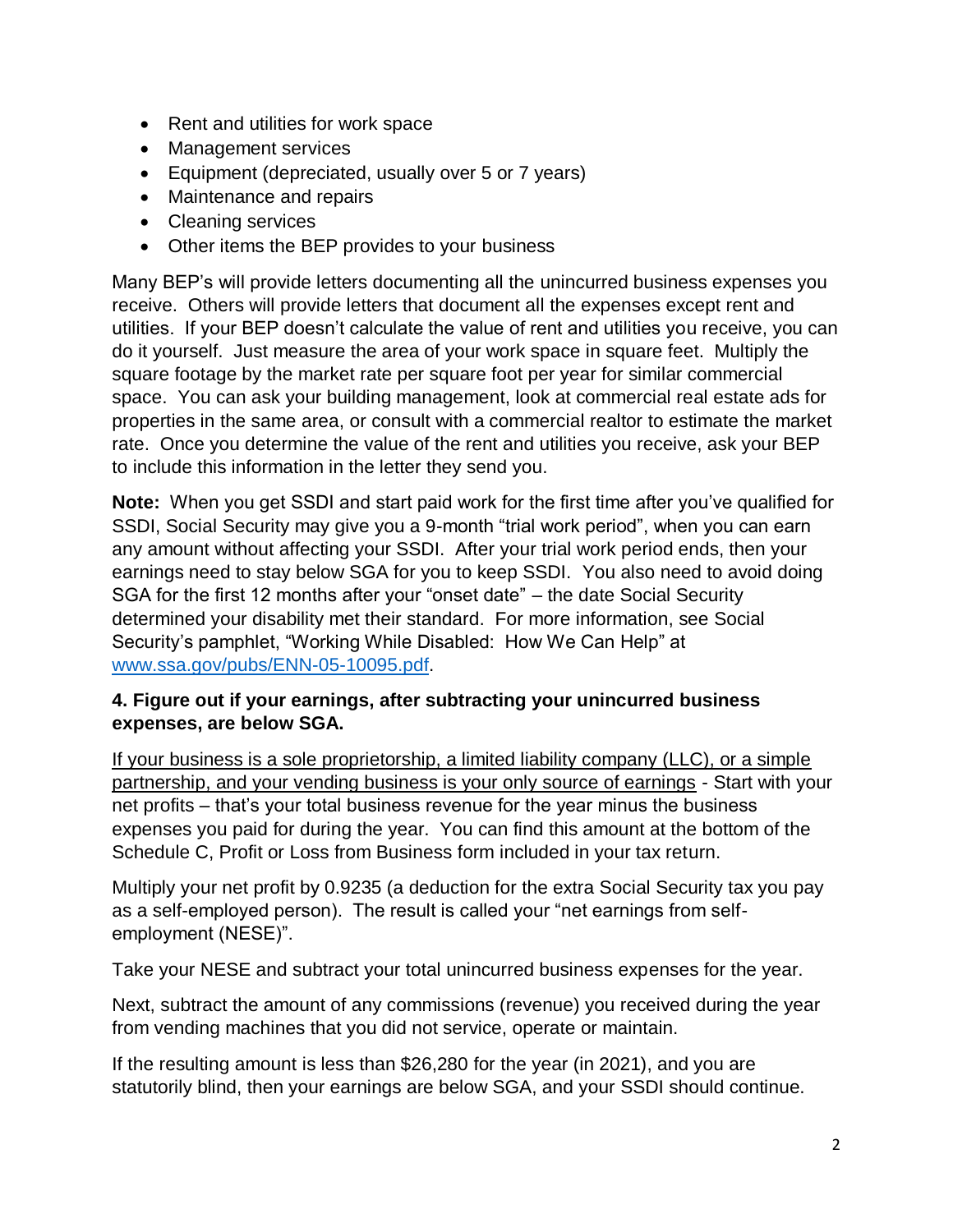- Rent and utilities for work space
- Management services
- Equipment (depreciated, usually over 5 or 7 years)
- Maintenance and repairs
- Cleaning services
- Other items the BEP provides to your business

Many BEP's will provide letters documenting all the unincurred business expenses you receive. Others will provide letters that document all the expenses except rent and utilities. If your BEP doesn't calculate the value of rent and utilities you receive, you can do it yourself. Just measure the area of your work space in square feet. Multiply the square footage by the market rate per square foot per year for similar commercial space. You can ask your building management, look at commercial real estate ads for properties in the same area, or consult with a commercial realtor to estimate the market rate. Once you determine the value of the rent and utilities you receive, ask your BEP to include this information in the letter they send you.

**Note:** When you get SSDI and start paid work for the first time after you've qualified for SSDI, Social Security may give you a 9-month "trial work period", when you can earn any amount without affecting your SSDI. After your trial work period ends, then your earnings need to stay below SGA for you to keep SSDI. You also need to avoid doing SGA for the first 12 months after your "onset date" – the date Social Security determined your disability met their standard. For more information, see Social Security's pamphlet, "Working While Disabled: How We Can Help" at [www.ssa.gov/pubs/ENN-05-10095.pdf](www.ssa.gov/pubs/ENN-05-10095.pdf).

**4. Figure out if your earnings, after subtracting your unincurred business expenses, are below SGA.**

<u>If your business is a sole proprietorship, a limited liability company (LLC), or a simple partnership, and your vending business is your only source of earnings</u> - Start with your net profits – that's your total business revenue for the year minus the business expenses you paid for during the year. You can find this amount at the bottom of the Schedule C, Profit or Loss from Business form included in your tax return.

Multiply your net profit by 0.9235 (a deduction for the extra Social Security tax you pay as a self-employed person). The result is called your "net earnings from self-employment (NESE)".

Take your NESE and subtract your total unincurred business expenses for the year.

Next, subtract the amount of any commissions (revenue) you received during the year from vending machines that you did not service, operate or maintain.

If the resulting amount is less than $26,280 for the year (in 2021), and you are statutorily blind, then your earnings are below SGA, and your SSDI should continue.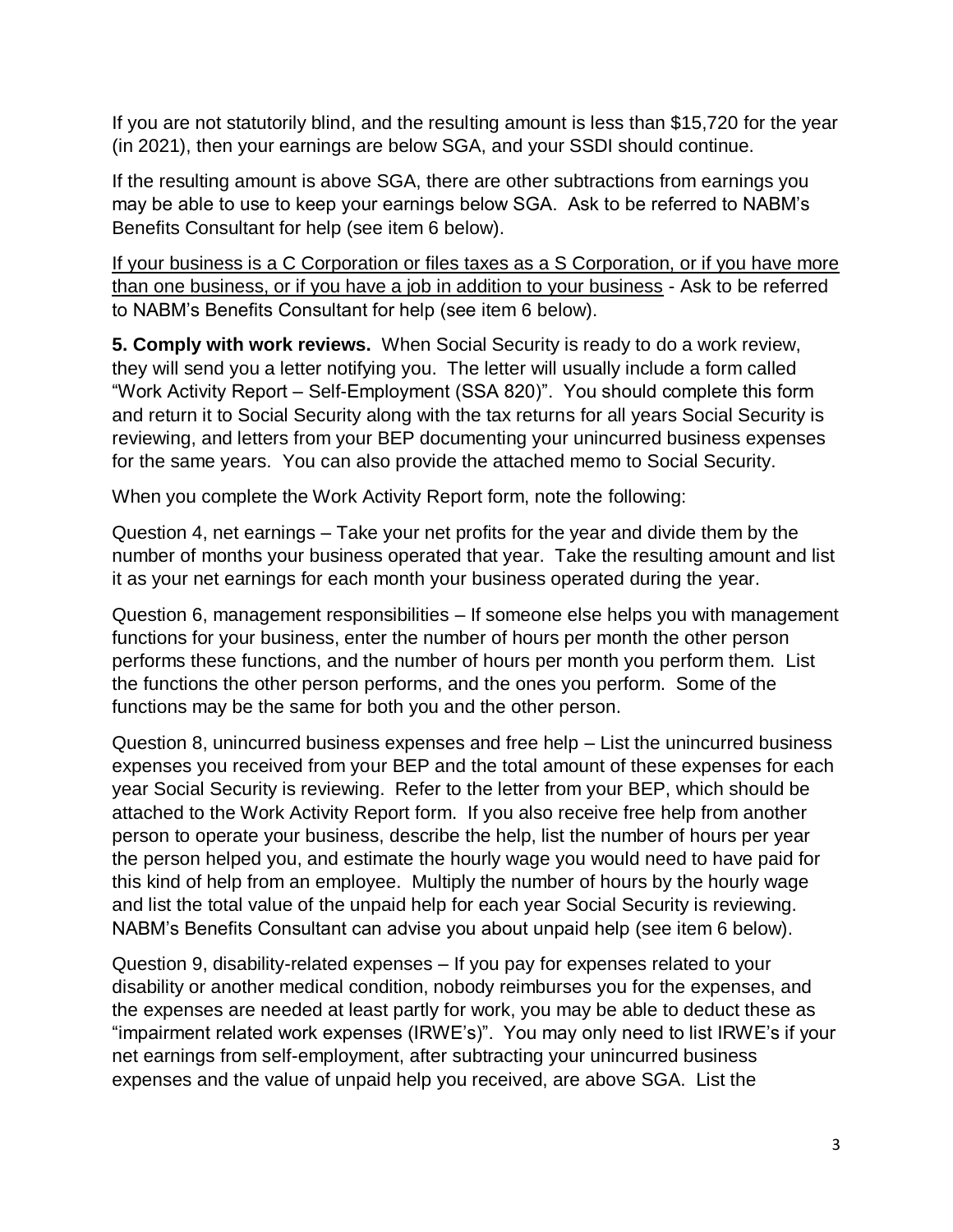If you are not statutorily blind, and the resulting amount is less than $15,720 for the year (in 2021), then your earnings are below SGA, and your SSDI should continue.

If the resulting amount is above SGA, there are other subtractions from earnings you may be able to use to keep your earnings below SGA. Ask to be referred to NABM's Benefits Consultant for help (see item 6 below).

<u>If your business is a C Corporation or files taxes as a S Corporation, or if you have more than one business, or if you have a job in addition to your business</u> - Ask to be referred to NABM's Benefits Consultant for help (see item 6 below).

**5. Comply with work reviews.** When Social Security is ready to do a work review, they will send you a letter notifying you. The letter will usually include a form called "Work Activity Report – Self-Employment (SSA 820)". You should complete this form and return it to Social Security along with the tax returns for all years Social Security is reviewing, and letters from your BEP documenting your unincurred business expenses for the same years. You can also provide the attached memo to Social Security.

When you complete the Work Activity Report form, note the following:

Question 4, net earnings – Take your net profits for the year and divide them by the number of months your business operated that year. Take the resulting amount and list it as your net earnings for each month your business operated during the year.

Question 6, management responsibilities – If someone else helps you with management functions for your business, enter the number of hours per month the other person performs these functions, and the number of hours per month you perform them. List the functions the other person performs, and the ones you perform. Some of the functions may be the same for both you and the other person.

Question 8, unincurred business expenses and free help – List the unincurred business expenses you received from your BEP and the total amount of these expenses for each year Social Security is reviewing. Refer to the letter from your BEP, which should be attached to the Work Activity Report form. If you also receive free help from another person to operate your business, describe the help, list the number of hours per year the person helped you, and estimate the hourly wage you would need to have paid for this kind of help from an employee. Multiply the number of hours by the hourly wage and list the total value of the unpaid help for each year Social Security is reviewing. NABM's Benefits Consultant can advise you about unpaid help (see item 6 below).

Question 9, disability-related expenses – If you pay for expenses related to your disability or another medical condition, nobody reimburses you for the expenses, and the expenses are needed at least partly for work, you may be able to deduct these as "impairment related work expenses (IRWE's)". You may only need to list IRWE's if your net earnings from self-employment, after subtracting your unincurred business expenses and the value of unpaid help you received, are above SGA. List the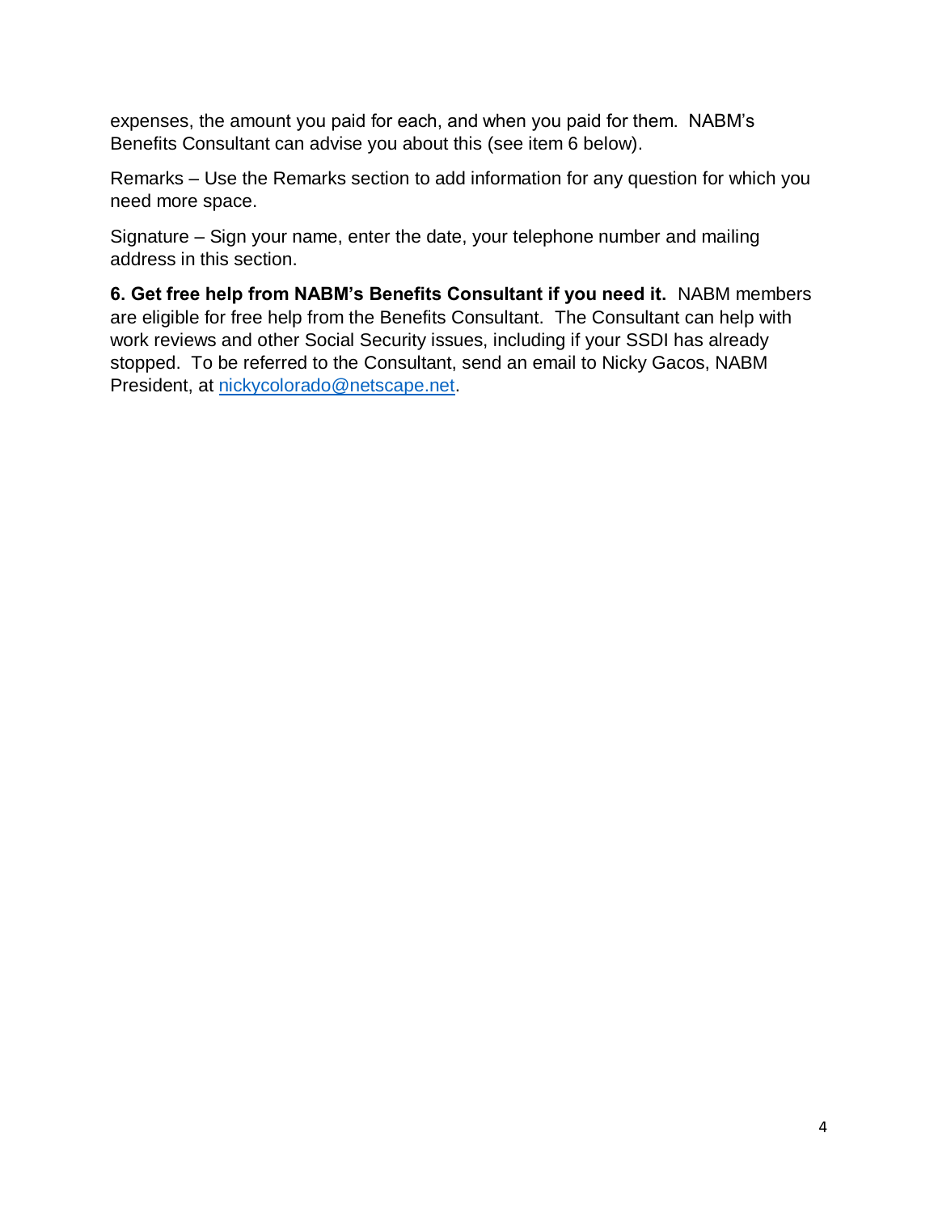expenses, the amount you paid for each, and when you paid for them. NABM's Benefits Consultant can advise you about this (see item 6 below).

Remarks – Use the Remarks section to add information for any question for which you need more space.

Signature – Sign your name, enter the date, your telephone number and mailing address in this section.

**6. Get free help from NABM's Benefits Consultant if you need it.** NABM members are eligible for free help from the Benefits Consultant. The Consultant can help with work reviews and other Social Security issues, including if your SSDI has already stopped. To be referred to the Consultant, send an email to Nicky Gacos, NABM President, at nickycolorado@netscape.net.